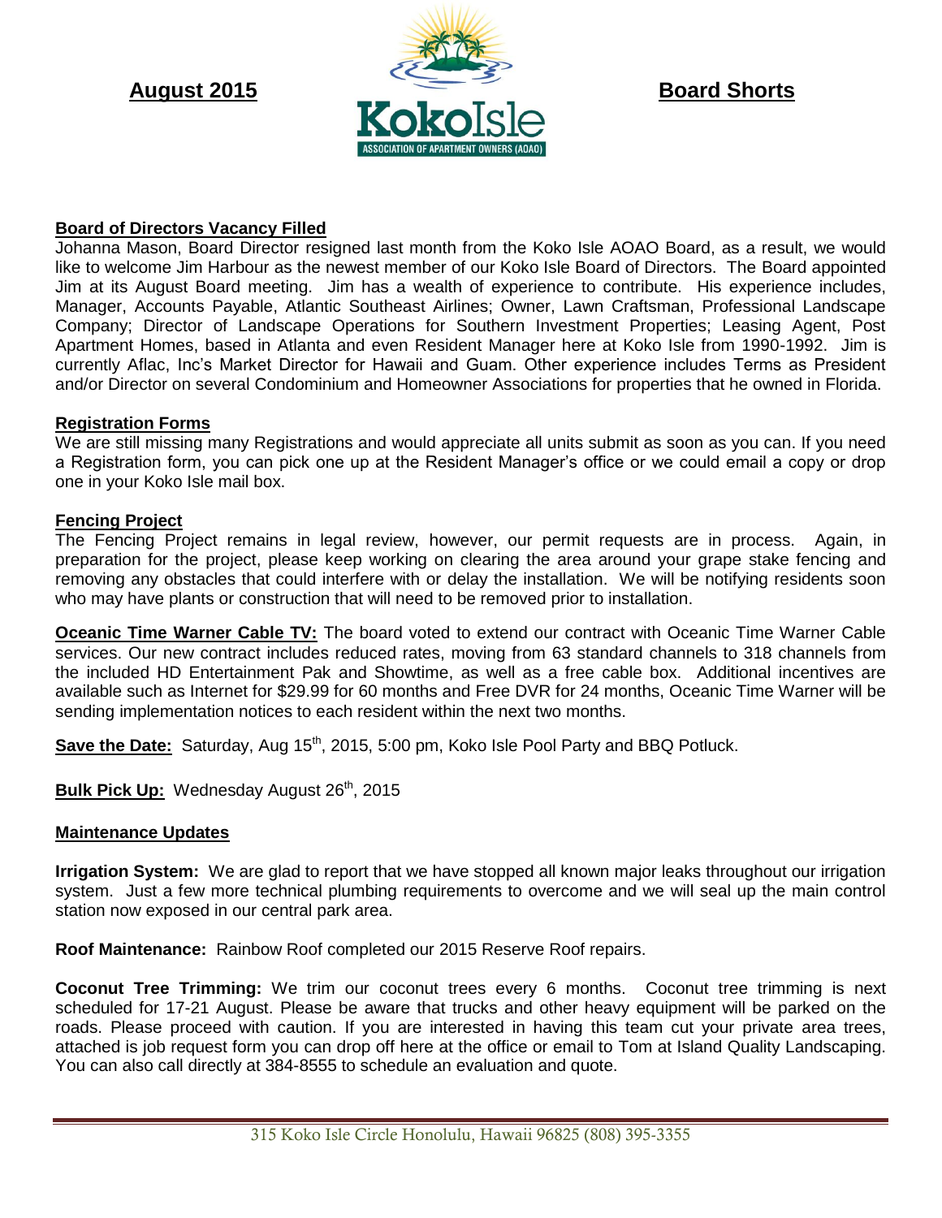**August 2015**

KokoIsle
ASSOCIATION OF APARTMENT OWNERS (AOAO)

**Board Shorts**

## Board of Directors Vacancy Filled

Johanna Mason, Board Director resigned last month from the Koko Isle AOAO Board, as a result, we would like to welcome Jim Harbour as the newest member of our Koko Isle Board of Directors. The Board appointed Jim at its August Board meeting. Jim has a wealth of experience to contribute. His experience includes, Manager, Accounts Payable, Atlantic Southeast Airlines; Owner, Lawn Craftsman, Professional Landscape Company; Director of Landscape Operations for Southern Investment Properties; Leasing Agent, Post Apartment Homes, based in Atlanta and even Resident Manager here at Koko Isle from 1990-1992. Jim is currently Aflac, Inc's Market Director for Hawaii and Guam. Other experience includes Terms as President and/or Director on several Condominium and Homeowner Associations for properties that he owned in Florida.

## Registration Forms

We are still missing many Registrations and would appreciate all units submit as soon as you can. If you need a Registration form, you can pick one up at the Resident Manager's office or we could email a copy or drop one in your Koko Isle mail box.

## Fencing Project

The Fencing Project remains in legal review, however, our permit requests are in process. Again, in preparation for the project, please keep working on clearing the area around your grape stake fencing and removing any obstacles that could interfere with or delay the installation. We will be notifying residents soon who may have plants or construction that will need to be removed prior to installation.

**Oceanic Time Warner Cable TV:** The board voted to extend our contract with Oceanic Time Warner Cable services. Our new contract includes reduced rates, moving from 63 standard channels to 318 channels from the included HD Entertainment Pak and Showtime, as well as a free cable box. Additional incentives are available such as Internet for $29.99 for 60 months and Free DVR for 24 months, Oceanic Time Warner will be sending implementation notices to each resident within the next two months.

**Save the Date:** Saturday, Aug 15th, 2015, 5:00 pm, Koko Isle Pool Party and BBQ Potluck.

**Bulk Pick Up:** Wednesday August 26th, 2015

## Maintenance Updates

**Irrigation System:** We are glad to report that we have stopped all known major leaks throughout our irrigation system. Just a few more technical plumbing requirements to overcome and we will seal up the main control station now exposed in our central park area.

**Roof Maintenance:** Rainbow Roof completed our 2015 Reserve Roof repairs.

**Coconut Tree Trimming:** We trim our coconut trees every 6 months. Coconut tree trimming is next scheduled for 17-21 August. Please be aware that trucks and other heavy equipment will be parked on the roads. Please proceed with caution. If you are interested in having this team cut your private area trees, attached is job request form you can drop off here at the office or email to Tom at Island Quality Landscaping. You can also call directly at 384-8555 to schedule an evaluation and quote.

315 Koko Isle Circle Honolulu, Hawaii 96825 (808) 395-3355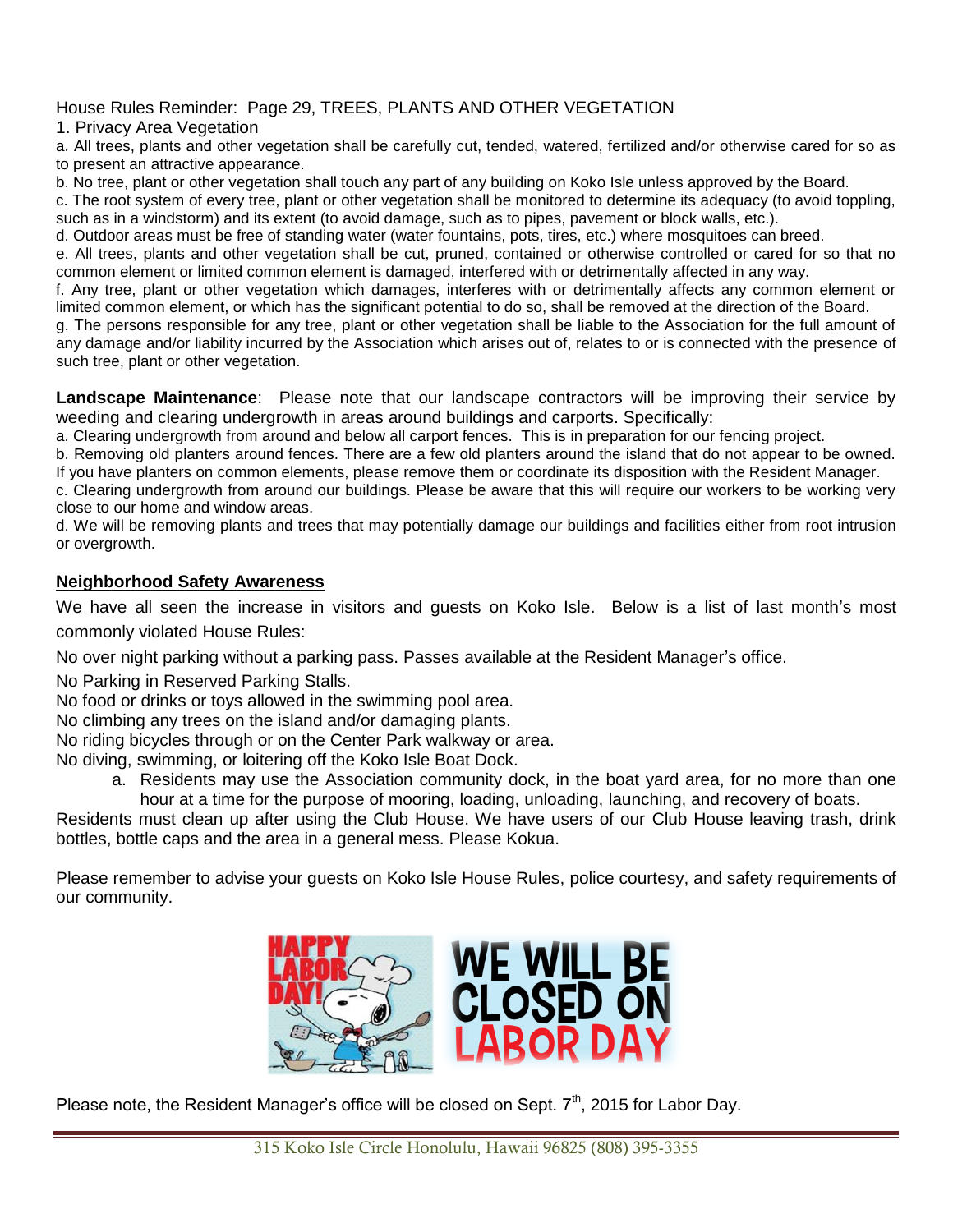House Rules Reminder: Page 29, TREES, PLANTS AND OTHER VEGETATION

1. Privacy Area Vegetation

a. All trees, plants and other vegetation shall be carefully cut, tended, watered, fertilized and/or otherwise cared for so as to present an attractive appearance.

b. No tree, plant or other vegetation shall touch any part of any building on Koko Isle unless approved by the Board.

c. The root system of every tree, plant or other vegetation shall be monitored to determine its adequacy (to avoid toppling, such as in a windstorm) and its extent (to avoid damage, such as to pipes, pavement or block walls, etc.).

d. Outdoor areas must be free of standing water (water fountains, pots, tires, etc.) where mosquitoes can breed.

e. All trees, plants and other vegetation shall be cut, pruned, contained or otherwise controlled or cared for so that no common element or limited common element is damaged, interfered with or detrimentally affected in any way.

f. Any tree, plant or other vegetation which damages, interferes with or detrimentally affects any common element or limited common element, or which has the significant potential to do so, shall be removed at the direction of the Board.

g. The persons responsible for any tree, plant or other vegetation shall be liable to the Association for the full amount of any damage and/or liability incurred by the Association which arises out of, relates to or is connected with the presence of such tree, plant or other vegetation.

**Landscape Maintenance**: Please note that our landscape contractors will be improving their service by weeding and clearing undergrowth in areas around buildings and carports. Specifically:

a. Clearing undergrowth from around and below all carport fences. This is in preparation for our fencing project.

b. Removing old planters around fences. There are a few old planters around the island that do not appear to be owned. If you have planters on common elements, please remove them or coordinate its disposition with the Resident Manager.

c. Clearing undergrowth from around our buildings. Please be aware that this will require our workers to be working very close to our home and window areas.

d. We will be removing plants and trees that may potentially damage our buildings and facilities either from root intrusion or overgrowth.

**Neighborhood Safety Awareness**

We have all seen the increase in visitors and guests on Koko Isle. Below is a list of last month's most commonly violated House Rules:

No over night parking without a parking pass. Passes available at the Resident Manager's office.

No Parking in Reserved Parking Stalls.

No food or drinks or toys allowed in the swimming pool area.

No climbing any trees on the island and/or damaging plants.

No riding bicycles through or on the Center Park walkway or area.

No diving, swimming, or loitering off the Koko Isle Boat Dock.

a. Residents may use the Association community dock, in the boat yard area, for no more than one hour at a time for the purpose of mooring, loading, unloading, launching, and recovery of boats.

Residents must clean up after using the Club House. We have users of our Club House leaving trash, drink bottles, bottle caps and the area in a general mess. Please Kokua.

Please remember to advise your guests on Koko Isle House Rules, police courtesy, and safety requirements of our community.

HAPPY LABOR DAY!

WE WILL BE CLOSED ON LABOR DAY

Please note, the Resident Manager's office will be closed on Sept. 7th, 2015 for Labor Day.

315 Koko Isle Circle Honolulu, Hawaii 96825 (808) 395-3355